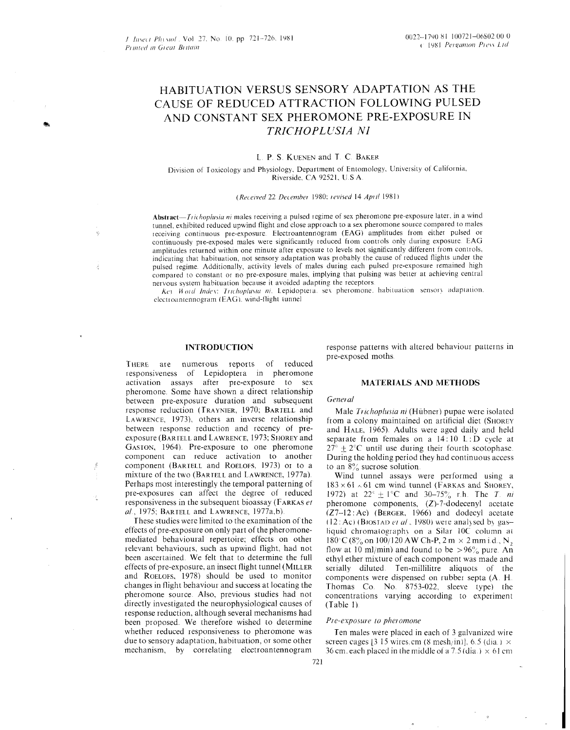# HABITUATION VERSUS SENSORY ADAPTATION AS THE CAUSE OF REDUCED ATTRACTION FOLLOWING PULSED AND CONSTANT SEX PHEROMONE PRE-EXPOSURE IN *TRICHOPLUSIA NI*

L. P. S. KUENEN and T. C. BAKER

Division of Toxicology and Physiology, Department of Entomology, University of California, Riverside, CA 92521, U.S.A.

*(Received 22 December 1980; revised 14 April 1981)*

**Abstract**—*Trichoplusia ni* males receiving a pulsed regime of sex pheromone pre-exposure later, in a wind tunnel, exhibited reduced upwind flight and close approach to a sex pheromone source compared to males receiving continuous pre-exposure. Electroantennogram (EAG) amplitudes from either pulsed or continuously pre-exposed males were significantly reduced from controls only during exposure. EAG amplitudes returned within one minute after exposure to levels not significantly different from controls, indicating that habituation, not sensory adaptation was probably the cause of reduced flights under the pulsed regime. Additionally, activity levels of males during each pulsed pre-exposure remained high compared to constant or no pre-exposure males, implying that pulsing was better at achieving central nervous system habituation because it avoided adapting the receptors.

*Key Word Index*: *Trichoplusia ni*, Lepidoptera, sex pheromone, habituation, sensory adaptation, electroantennogram (EAG), wind-flight tunnel

## INTRODUCTION

THERE are numerous reports of reduced responsiveness of Lepidoptera in pheromone activation assays after pre-exposure to sex pheromone. Some have shown a direct relationship between pre-exposure duration and subsequent response reduction (TRAYNIER, 1970; BARTELL and LAWRENCE, 1973), others an inverse relationship between response reduction and recency of pre-exposure (BARTELL and LAWRENCE, 1973; SHOREY and GASTON, 1964). Pre-exposure to one pheromone component can reduce activation to another component (BARTELL and ROELOFS, 1973) or to a mixture of the two (BARTELL and LAWRENCE, 1977a). Perhaps most interestingly the temporal patterning of pre-exposures can affect the degree of reduced responsiveness in the subsequent bioassay (FARKAS *et al.*, 1975; BARTELL and LAWRENCE, 1977a,b).

These studies were limited to the examination of the effects of pre-exposure on only part of the pheromone-mediated behavioural repertoire; effects on other relevant behaviours, such as upwind flight, had not been ascertained. We felt that to determine the full effects of pre-exposure, an insect flight tunnel (MILLER and ROELOFS, 1978) should be used to monitor changes in flight behaviour and success at locating the pheromone source. Also, previous studies had not directly investigated the neurophysiological causes of response reduction, although several mechanisms had been proposed. We therefore wished to determine whether reduced responsiveness to pheromone was due to sensory adaptation, habituation, or some other mechanism, by correlating electroantennogram response patterns with altered behaviour patterns in pre-exposed moths.

## MATERIALS AND METHODS

### General

Male *Trichoplusia ni* (Hübner) pupae were isolated from a colony maintained on artificial diet (SHOREY and HALE, 1965). Adults were aged daily and held separate from females on a 14:10 L:D cycle at 27° ± 2°C until use during their fourth scotophase. During the holding period they had continuous access to an 8% sucrose solution.

Wind tunnel assays were performed using a $183 \times 61 \times 61$ cm wind tunnel (FARKAS and SHOREY, 1972) at 22° ± 1°C and 30–75% r.h. The *T. ni* pheromone components, (*Z*)-7-dodecenyl acetate (*Z*7–12:Ac) (BERGER, 1966) and dodecyl acetate (12:Ac) (BJOSTAD *et al.*, 1980) were analysed by gas–liquid chromatography on a Silar 10C column at 180°C (8% on 100/120 AW Ch-P, 2 m × 2 mm i.d., $N_2$ flow at 10 ml/min) and found to be >96% pure. An ethyl ether mixture of each component was made and serially diluted. Ten-millilitre aliquots of the components were dispensed on rubber septa (A. H. Thomas Co. No. 8753-022, sleeve type) the concentrations varying according to experiment (Table 1).

### Pre-exposure to pheromone

Ten males were placed in each of 3 galvanized wire screen cages [3.15 wires/cm (8 mesh/in)], 6.5 (dia.) × 36 cm, each placed in the middle of a 7.5 (dia.) × 61 cm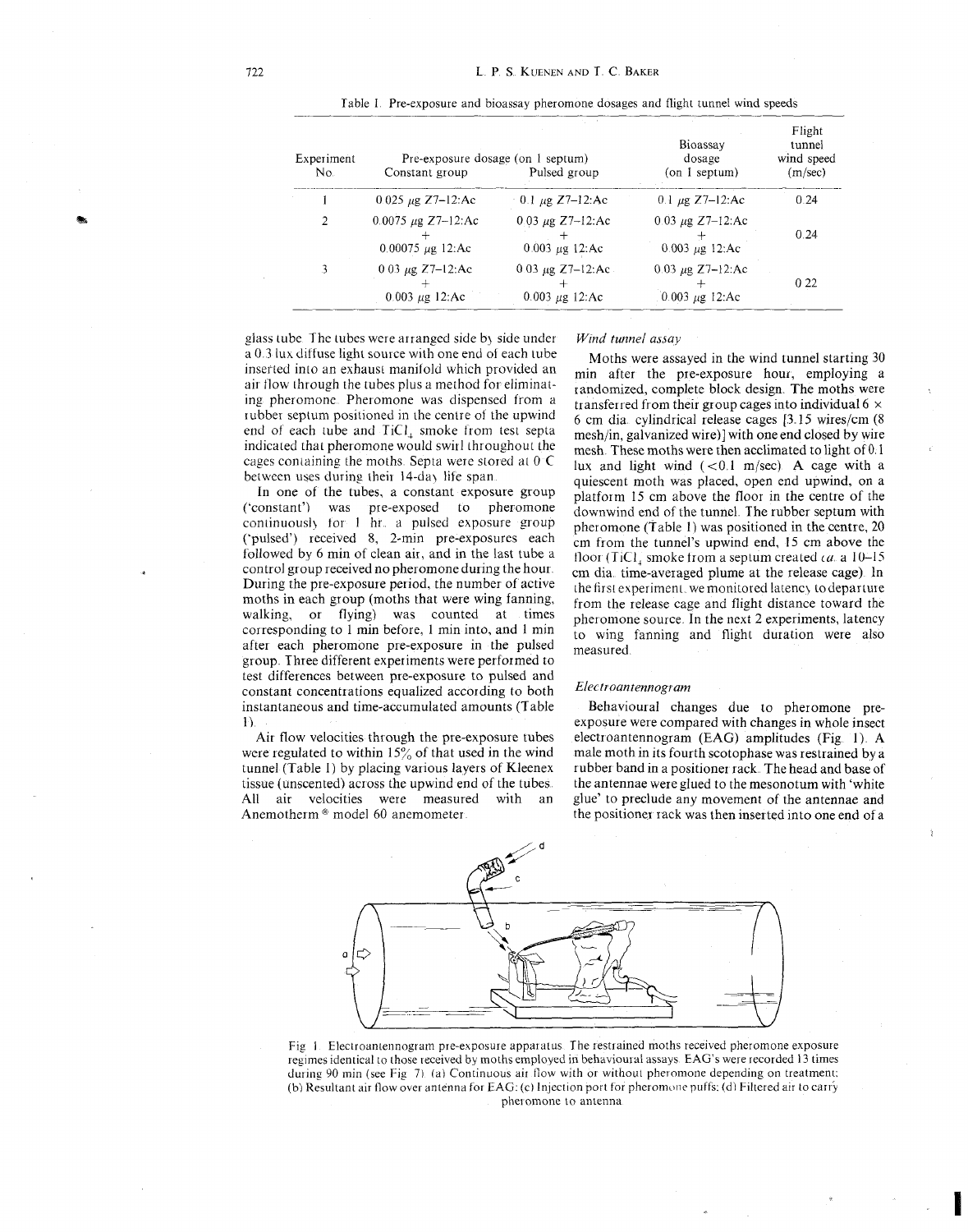Table 1. Pre-exposure and bioassay pheromone dosages and flight tunnel wind speeds

| Experiment No. | Pre-exposure dosage (on 1 septum) | | Bioassay dosage (on 1 septum) | Flight tunnel wind speed (m/sec) |
|---|---|---|---|---|
| | Constant group | Pulsed group | | |
| 1 | 0.025 μg Z7–12:Ac | 0.1 μg Z7–12:Ac | 0.1 μg Z7–12:Ac | 0.24 |
| 2 | 0.0075 μg Z7–12:Ac + 0.00075 μg 12:Ac | 0.03 μg Z7–12:Ac + 0.003 μg 12:Ac | 0.03 μg Z7–12:Ac + 0.003 μg 12:Ac | 0.24 |
| 3 | 0.03 μg Z7–12:Ac + 0.003 μg 12:Ac | 0.03 μg Z7–12:Ac + 0.003 μg 12:Ac | 0.03 μg Z7–12:Ac + 0.003 μg 12:Ac | 0.22 |

glass tube. The tubes were arranged side by side under a 0.3 lux diffuse light source with one end of each tube inserted into an exhaust manifold which provided an air flow through the tubes plus a method for eliminating pheromone. Pheromone was dispensed from a rubber septum positioned in the centre of the upwind end of each tube and $TiCl_4$ smoke from test septa indicated that pheromone would swirl throughout the cages containing the moths. Septa were stored at 0°C between uses during their 14-day life span.

In one of the tubes, a constant exposure group ('constant') was pre-exposed to pheromone continuously for 1 hr., a pulsed exposure group ('pulsed') received 8, 2-min pre-exposures each followed by 6 min of clean air, and in the last tube a control group received no pheromone during the hour. During the pre-exposure period, the number of active moths in each group (moths that were wing fanning, walking, or flying) was counted at times corresponding to 1 min before, 1 min into, and 1 min after each pheromone pre-exposure in the pulsed group. Three different experiments were performed to test differences between pre-exposure to pulsed and constant concentrations equalized according to both instantaneous and time-accumulated amounts (Table 1).

Air flow velocities through the pre-exposure tubes were regulated to within 15% of that used in the wind tunnel (Table 1) by placing various layers of Kleenex tissue (unscented) across the upwind end of the tubes. All air velocities were measured with an Anemotherm® model 60 anemometer.

### *Wind tunnel assay*

Moths were assayed in the wind tunnel starting 30 min after the pre-exposure hour, employing a randomized, complete block design. The moths were transferred from their group cages into individual 6 × 6 cm dia. cylindrical release cages [3.15 wires/cm (8 mesh/in, galvanized wire)] with one end closed by wire mesh. These moths were then acclimated to light of 0.1 lux and light wind (<0.1 m/sec). A cage with a quiescent moth was placed, open end upwind, on a platform 15 cm above the floor in the centre of the downwind end of the tunnel. The rubber septum with pheromone (Table 1) was positioned in the centre, 20 cm from the tunnel's upwind end, 15 cm above the floor ($TiCl_4$ smoke from a septum created *ca.* a 10–15 cm dia. time-averaged plume at the release cage). In the first experiment, we monitored latency to departure from the release cage and flight distance toward the pheromone source. In the next 2 experiments, latency to wing fanning and flight duration were also measured.

### *Electroantennogram*

Behavioural changes due to pheromone pre-exposure were compared with changes in whole insect electroantennogram (EAG) amplitudes (Fig. 1). A male moth in its fourth scotophase was restrained by a rubber band in a positioner rack. The head and base of the antennae were glued to the mesonotum with 'white glue' to preclude any movement of the antennae and the positioner rack was then inserted into one end of a

Fig. 1. Electroantennogram pre-exposure apparatus. The restrained moths received pheromone exposure regimes identical to those received by moths employed in behavioural assays. EAG's were recorded 13 times during 90 min (see Fig. 7). (a) Continuous air flow with or without pheromone depending on treatment; (b) Resultant air flow over antenna for EAG; (c) Injection port for pheromone puffs; (d) Filtered air to carry pheromone to antenna.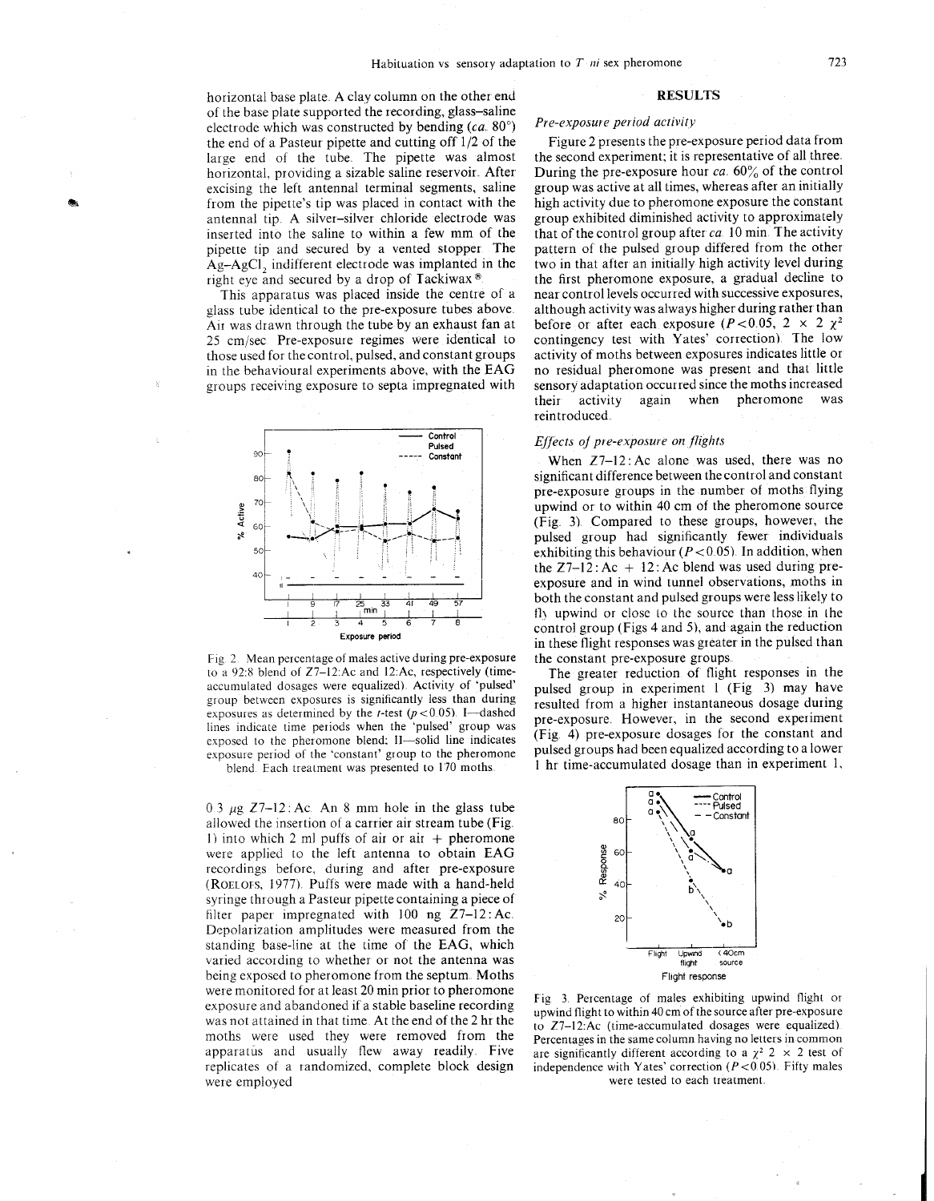horizontal base plate. A clay column on the other end of the base plate supported the recording, glass–saline electrode which was constructed by bending (*ca.* 80°) the end of a Pasteur pipette and cutting off 1/2 of the large end of the tube. The pipette was almost horizontal, providing a sizable saline reservoir. After excising the left antennal terminal segments, saline from the pipette's tip was placed in contact with the antennal tip. A silver–silver chloride electrode was inserted into the saline to within a few mm of the pipette tip and secured by a vented stopper. The Ag–$AgCl_2$ indifferent electrode was implanted in the right eye and secured by a drop of Tackiwax®.

This apparatus was placed inside the centre of a glass tube identical to the pre-exposure tubes above. Air was drawn through the tube by an exhaust fan at 25 cm/sec. Pre-exposure regimes were identical to those used for the control, pulsed, and constant groups in the behavioural experiments above, with the EAG groups receiving exposure to septa impregnated with

Fig. 2. Mean percentage of males active during pre-exposure to a 92:8 blend of Z7–12:Ac and 12:Ac, respectively (time-accumulated dosages were equalized). Activity of 'pulsed' group between exposures is significantly less than during exposures as determined by the *t*-test ($p < 0.05$). I—dashed lines indicate time periods when the 'pulsed' group was exposed to the pheromone blend; II—solid line indicates exposure period of the 'constant' group to the pheromone blend. Each treatment was presented to 170 moths.

0.3 μg Z7–12:Ac. An 8 mm hole in the glass tube allowed the insertion of a carrier air stream tube (Fig. 1) into which 2 ml puffs of air or air + pheromone were applied to the left antenna to obtain EAG recordings before, during and after pre-exposure (Roelofs, 1977). Puffs were made with a hand-held syringe through a Pasteur pipette containing a piece of filter paper impregnated with 100 ng Z7–12:Ac. Depolarization amplitudes were measured from the standing base-line at the time of the EAG, which varied according to whether or not the antenna was being exposed to pheromone from the septum. Moths were monitored for at least 20 min prior to pheromone exposure and abandoned if a stable baseline recording was not attained in that time. At the end of the 2 hr the moths were used they were removed from the apparatus and usually flew away readily. Five replicates of a randomized, complete block design were employed.

## RESULTS

### *Pre-exposure period activity*

Figure 2 presents the pre-exposure period data from the second experiment; it is representative of all three. During the pre-exposure hour *ca.* 60% of the control group was active at all times, whereas after an initially high activity due to pheromone exposure the constant group exhibited diminished activity to approximately that of the control group after *ca.* 10 min. The activity pattern of the pulsed group differed from the other two in that after an initially high activity level during the first pheromone exposure, a gradual decline to near control levels occurred with successive exposures, although activity was always higher during rather than before or after each exposure ($P < 0.05$, 2 × 2 $\chi^2$ contingency test with Yates' correction). The low activity of moths between exposures indicates little or no residual pheromone was present and that little sensory adaptation occurred since the moths increased their activity again when pheromone was reintroduced.

### *Effects of pre-exposure on flights*

When Z7–12:Ac alone was used, there was no significant difference between the control and constant pre-exposure groups in the number of moths flying upwind or to within 40 cm of the pheromone source (Fig. 3). Compared to these groups, however, the pulsed group had significantly fewer individuals exhibiting this behaviour ($P < 0.05$). In addition, when the Z7–12:Ac + 12:Ac blend was used during pre-exposure and in wind tunnel observations, moths in both the constant and pulsed groups were less likely to fly upwind or close to the source than those in the control group (Figs 4 and 5), and again the reduction in these flight responses was greater in the pulsed than the constant pre-exposure groups.

The greater reduction of flight responses in the pulsed group in experiment 1 (Fig. 3) may have resulted from a higher instantaneous dosage during pre-exposure. However, in the second experiment (Fig. 4) pre-exposure dosages for the constant and pulsed groups had been equalized according to a lower 1 hr time-accumulated dosage than in experiment 1,

Fig. 3. Percentage of males exhibiting upwind flight or upwind flight to within 40 cm of the source after pre-exposure to Z7–12:Ac (time-accumulated dosages were equalized). Percentages in the same column having no letters in common are significantly different according to a $\chi^2$ 2 × 2 test of independence with Yates' correction ($P < 0.05$). Fifty males were tested to each treatment.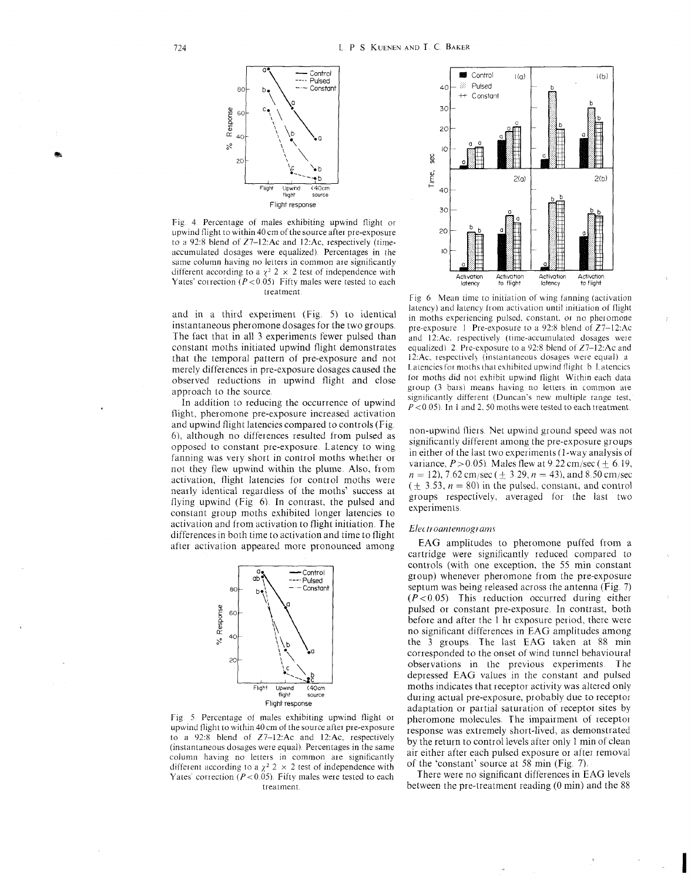Fig. 4. Percentage of males exhibiting upwind flight or upwind flight to within 40 cm of the source after pre-exposure to a 92:8 blend of Z7–12:Ac and 12:Ac, respectively (time-accumulated dosages were equalized). Percentages in the same column having no letters in common are significantly different according to a $\chi^2$ 2 × 2 test of independence with Yates' correction ($P < 0.05$). Fifty males were tested to each treatment.

and in a third experiment (Fig. 5) to identical instantaneous pheromone dosages for the two groups. The fact that in all 3 experiments fewer pulsed than constant moths initiated upwind flight demonstrates that the temporal pattern of pre-exposure and not merely differences in pre-exposure dosages caused the observed reductions in upwind flight and close approach to the source.

In addition to reducing the occurrence of upwind flight, pheromone pre-exposure increased activation and upwind flight latencies compared to controls (Fig. 6), although no differences resulted from pulsed as opposed to constant pre-exposure. Latency to wing fanning was very short in control moths whether or not they flew upwind within the plume. Also, from activation, flight latencies for control moths were nearly identical regardless of the moths' success at flying upwind (Fig. 6). In contrast, the pulsed and constant group moths exhibited longer latencies to activation and from activation to flight initiation. The differences in both time to activation and time to flight after activation appeared more pronounced among non-upwind fliers. Net upwind ground speed was not significantly different among the pre-exposure groups in either of the last two experiments (1-way analysis of variance, $P > 0.05$). Males flew at 9.22 cm/sec ($\pm$ 6.19, $n = 12$), 7.62 cm/sec ($\pm$ 3.29, $n = 43$), and 8.50 cm/sec ($\pm$ 3.53, $n = 80$) in the pulsed, constant, and control groups respectively, averaged for the last two experiments.

Fig. 5. Percentage of males exhibiting upwind flight or upwind flight to within 40 cm of the source after pre-exposure to a 92:8 blend of Z7–12:Ac and 12:Ac, respectively (instantaneous dosages were equal). Percentages in the same column having no letters in common are significantly different according to a $\chi^2$ 2 × 2 test of independence with Yates' correction ($P < 0.05$). Fifty males were tested to each treatment.

Fig. 6. Mean time to initiation of wing fanning (activation latency) and latency from activation until initiation of flight in moths experiencing pulsed, constant, or no pheromone pre-exposure. 1. Pre-exposure to a 92:8 blend of Z7–12:Ac and 12:Ac, respectively (time-accumulated dosages were equalized). 2. Pre-exposure to a 92:8 blend of Z7–12:Ac and 12:Ac, respectively (instantaneous dosages were equal). a. Latencies for moths that exhibited upwind flight. b. Latencies for moths did not exhibit upwind flight. Within each data group (3 bars) means having no letters in common are significantly different (Duncan's new multiple range test, $P < 0.05$). In 1 and 2, 50 moths were tested to each treatment.

### *Electroantennograms*

EAG amplitudes to pheromone puffed from a cartridge were significantly reduced compared to controls (with one exception, the 55 min constant group) whenever pheromone from the pre-exposure septum was being released across the antenna (Fig. 7) ($P < 0.05$). This reduction occurred during either pulsed or constant pre-exposure. In contrast, both before and after the 1 hr exposure period, there were no significant differences in EAG amplitudes among the 3 groups. The last EAG taken at 88 min corresponded to the onset of wind tunnel behavioural observations in the previous experiments. The depressed EAG values in the constant and pulsed moths indicates that receptor activity was altered only during actual pre-exposure, probably due to receptor adaptation or partial saturation of receptor sites by pheromone molecules. The impairment of receptor response was extremely short-lived, as demonstrated by the return to control levels after only 1 min of clean air either after each pulsed exposure or after removal of the 'constant' source at 58 min (Fig. 7).

There were no significant differences in EAG levels between the pre-treatment reading (0 min) and the 88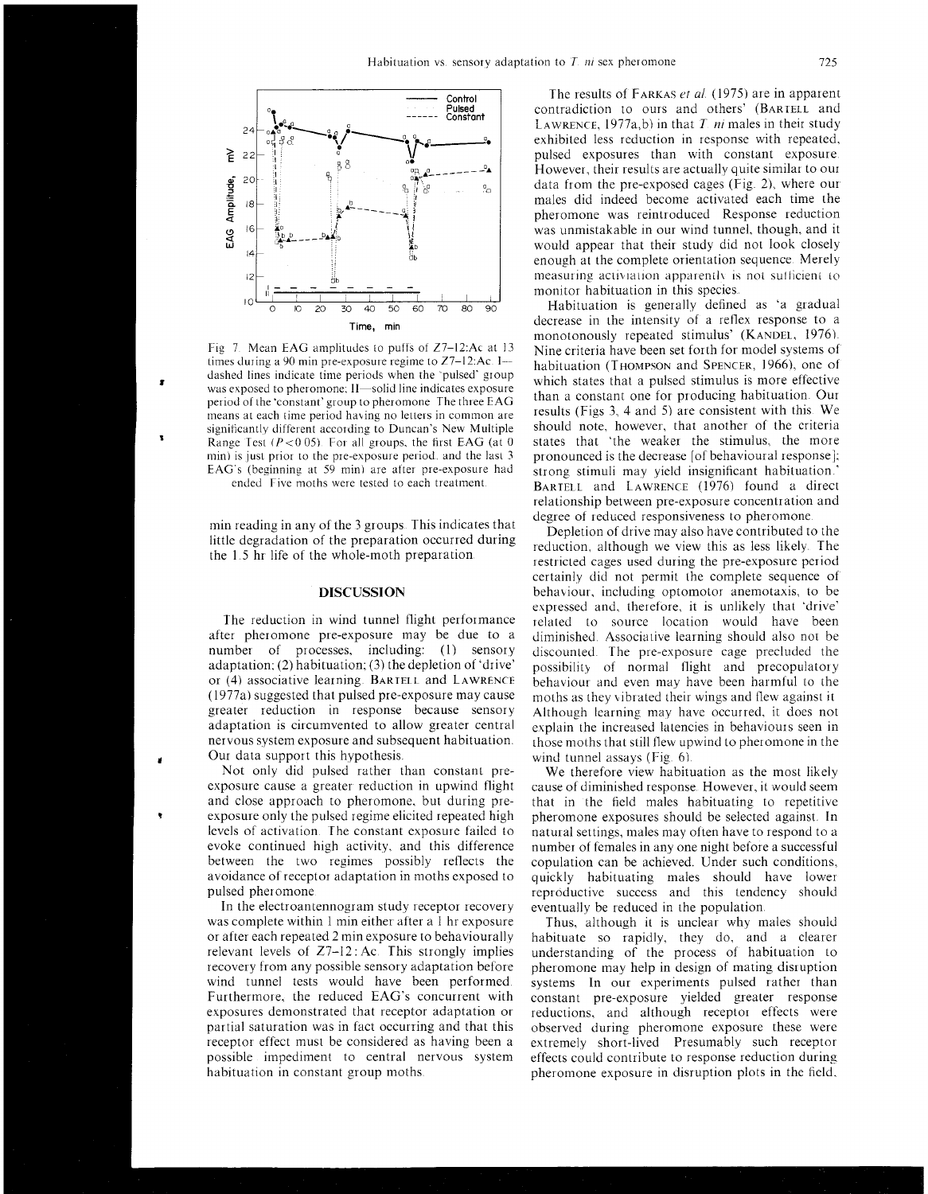Fig. 7. Mean EAG amplitudes to puffs of Z7–12:Ac at 13 times during a 90 min pre-exposure regime to Z7–12:Ac. I—dashed lines indicate time periods when the 'pulsed' group was exposed to pheromone; II—solid line indicates exposure period of the 'constant' group to pheromone. The three EAG means at each time period having no letters in common are significantly different according to Duncan's New Multiple Range Test ($P < 0.05$). For all groups, the first EAG (at 0 min) is just prior to the pre-exposure period, and the last 3 EAG's (beginning at 59 min) are after pre-exposure had ended. Five moths were tested to each treatment.

min reading in any of the 3 groups. This indicates that little degradation of the preparation occurred during the 1.5 hr life of the whole-moth preparation.

## DISCUSSION

The reduction in wind tunnel flight performance after pheromone pre-exposure may be due to a number of processes, including: (1) sensory adaptation; (2) habituation; (3) the depletion of 'drive' or (4) associative learning. BARTELL and LAWRENCE (1977a) suggested that pulsed pre-exposure may cause greater reduction in response because sensory adaptation is circumvented to allow greater central nervous system exposure and subsequent habituation. Our data support this hypothesis.

Not only did pulsed rather than constant pre-exposure cause a greater reduction in upwind flight and close approach to pheromone, but during pre-exposure only the pulsed regime elicited repeated high levels of activation. The constant exposure failed to evoke continued high activity, and this difference between the two regimes possibly reflects the avoidance of receptor adaptation in moths exposed to pulsed pheromone.

In the electroantennogram study receptor recovery was complete within 1 min either after a 1 hr exposure or after each repeated 2 min exposure to behaviourally relevant levels of Z7–12:Ac. This strongly implies recovery from any possible sensory adaptation before wind tunnel tests would have been performed. Furthermore, the reduced EAG's concurrent with exposures demonstrated that receptor adaptation or partial saturation was in fact occurring and that this receptor effect must be considered as having been a possible impediment to central nervous system habituation in constant group moths.

The results of FARKAS *et al.* (1975) are in apparent contradiction to ours and others' (BARTELL and LAWRENCE, 1977a,b) in that *T. ni* males in their study exhibited less reduction in response with repeated, pulsed exposures than with constant exposure. However, their results are actually quite similar to our data from the pre-exposed cages (Fig. 2), where our males did indeed become activated each time the pheromone was reintroduced. Response reduction was unmistakable in our wind tunnel, though, and it would appear that their study did not look closely enough at the complete orientation sequence. Merely measuring activation apparently is not sufficient to monitor habituation in this species.

Habituation is generally defined as 'a gradual decrease in the intensity of a reflex response to a monotonously repeated stimulus' (KANDEL, 1976). Nine criteria have been set forth for model systems of habituation (THOMPSON and SPENCER, 1966), one of which states that a pulsed stimulus is more effective than a constant one for producing habituation. Our results (Figs 3, 4 and 5) are consistent with this. We should note, however, that another of the criteria states that 'the weaker the stimulus, the more pronounced is the decrease [of behavioural response]; strong stimuli may yield insignificant habituation.' BARTELL and LAWRENCE (1976) found a direct relationship between pre-exposure concentration and degree of reduced responsiveness to pheromone.

Depletion of drive may also have contributed to the reduction, although we view this as less likely. The restricted cages used during the pre-exposure period certainly did not permit the complete sequence of behaviour, including optomotor anemotaxis, to be expressed and, therefore, it is unlikely that 'drive' related to source location would have been diminished. Associative learning should also not be discounted. The pre-exposure cage precluded the possibility of normal flight and precopulatory behaviour and even may have been harmful to the moths as they vibrated their wings and flew against it. Although learning may have occurred, it does not explain the increased latencies in behaviours seen in those moths that still flew upwind to pheromone in the wind tunnel assays (Fig. 6).

We therefore view habituation as the most likely cause of diminished response. However, it would seem that in the field males habituating to repetitive pheromone exposures should be selected against. In natural settings, males may often have to respond to a number of females in any one night before a successful copulation can be achieved. Under such conditions, quickly habituating males should have lower reproductive success and this tendency should eventually be reduced in the population.

Thus, although it is unclear why males should habituate so rapidly, they do, and a clearer understanding of the process of habituation to pheromone may help in design of mating disruption systems. In our experiments pulsed rather than constant pre-exposure yielded greater response reductions, and although receptor effects were observed during pheromone exposure these were extremely short-lived. Presumably such receptor effects could contribute to response reduction during pheromone exposure in disruption plots in the field,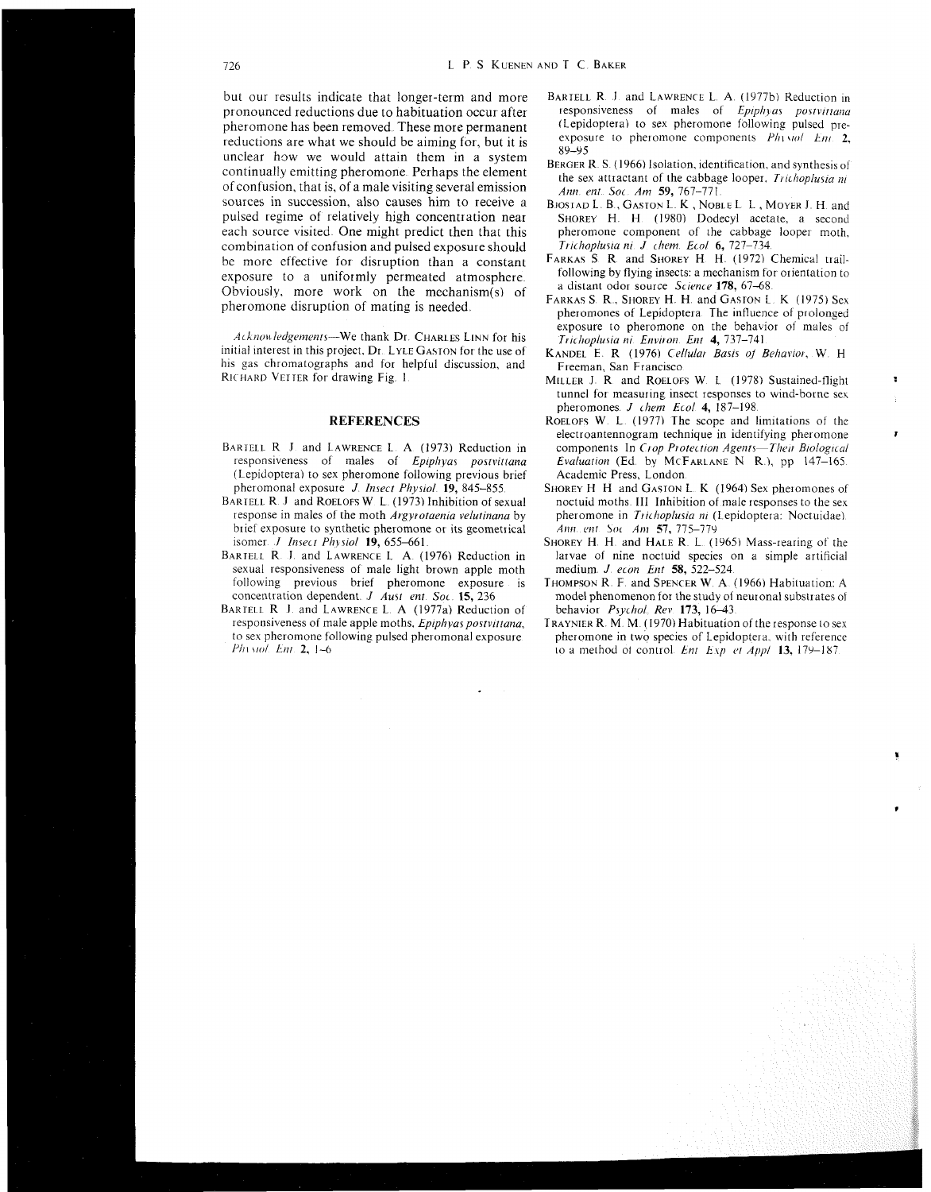but our results indicate that longer-term and more pronounced reductions due to habituation occur after pheromone has been removed. These more permanent reductions are what we should be aiming for, but it is unclear how we would attain them in a system continually emitting pheromone. Perhaps the element of confusion, that is, of a male visiting several emission sources in succession, also causes him to receive a pulsed regime of relatively high concentration near each source visited. One might predict then that this combination of confusion and pulsed exposure should be more effective for disruption than a constant exposure to a uniformly permeated atmosphere. Obviously, more work on the mechanism(s) of pheromone disruption of mating is needed.

*Acknowledgements*—We thank Dr. CHARLES LINN for his initial interest in this project, Dr. LYLE GASTON for the use of his gas chromatographs and for helpful discussion, and RICHARD VETTER for drawing Fig. 1.

## REFERENCES

BARTELL R. J. and LAWRENCE L. A. (1973) Reduction in responsiveness of males of *Epiphyas postvittana* (Lepidoptera) to sex pheromone following previous brief pheromonal exposure. *J. Insect Physiol.* **19,** 845–855.

BARTELL R. J. and ROELOFS W. L. (1973) Inhibition of sexual response in males of the moth *Argyrotaenia velutinana* by brief exposure to synthetic pheromone or its geometrical isomer. *J. Insect Physiol.* **19,** 655–661.

BARTELL R. J. and LAWRENCE L. A. (1976) Reduction in sexual responsiveness of male light brown apple moth following previous brief pheromone exposure is concentration dependent. *J. Aust. ent. Soc.* **15,** 236.

BARTELL R. J. and LAWRENCE L. A. (1977a) Reduction of responsiveness of male apple moths, *Epiphyas postvittana*, to sex pheromone following pulsed pheromonal exposure. *Physiol. Ent.* **2,** 1–6.

BARTELL R. J. and LAWRENCE L. A. (1977b) Reduction in responsiveness of males of *Epiphyas postvittana* (Lepidoptera) to sex pheromone following pulsed pre-exposure to pheromone components. *Physiol. Ent.* **2,** 89–95.

BERGER R. S. (1966) Isolation, identification, and synthesis of the sex attractant of the cabbage looper, *Trichoplusia ni*. *Ann. ent. Soc. Am.* **59,** 767–771.

BJOSTAD L. B., GASTON L. K., NOBLE L. L., MOYER J. H. and SHOREY H. H. (1980) Dodecyl acetate, a second pheromone component of the cabbage looper moth, *Trichoplusia ni*. *J. chem. Ecol.* **6,** 727–734.

FARKAS S. R. and SHOREY H. H. (1972) Chemical trail-following by flying insects: a mechanism for orientation to a distant odor source. *Science* **178,** 67–68.

FARKAS S. R., SHOREY H. H. and GASTON L. K. (1975) Sex pheromones of Lepidoptera. The influence of prolonged exposure to pheromone on the behavior of males of *Trichoplusia ni*. *Environ. Ent.* **4,** 737–741.

KANDEL E. R. (1976) *Cellular Basis of Behavior*, W. H. Freeman, San Francisco.

MILLER J. R. and ROELOFS W. L. (1978) Sustained-flight tunnel for measuring insect responses to wind-borne sex pheromones. *J. chem. Ecol.* **4,** 187–198.

ROELOFS W. L. (1977) The scope and limitations of the electroantennogram technique in identifying pheromone components. In *Crop Protection Agents—Their Biological Evaluation* (Ed. by MCFARLANE N. R.), pp. 147–165. Academic Press, London.

SHOREY H. H. and GASTON L. K. (1964) Sex pheromones of noctuid moths. III. Inhibition of male responses to the sex pheromone in *Trichoplusia ni* (Lepidoptera: Noctuidae). *Ann. ent. Soc. Am.* **57,** 775–779.

SHOREY H. H. and HALE R. L. (1965) Mass-rearing of the larvae of nine noctuid species on a simple artificial medium. *J. econ. Ent.* **58,** 522–524.

THOMPSON R. F. and SPENCER W. A. (1966) Habituation: A model phenomenon for the study of neuronal substrates of behavior. *Psychol. Rev.* **173,** 16–43.

TRAYNIER R. M. M. (1970) Habituation of the response to sex pheromone in two species of Lepidoptera, with reference to a method of control. *Ent. Exp. et Appl.* **13,** 179–187.